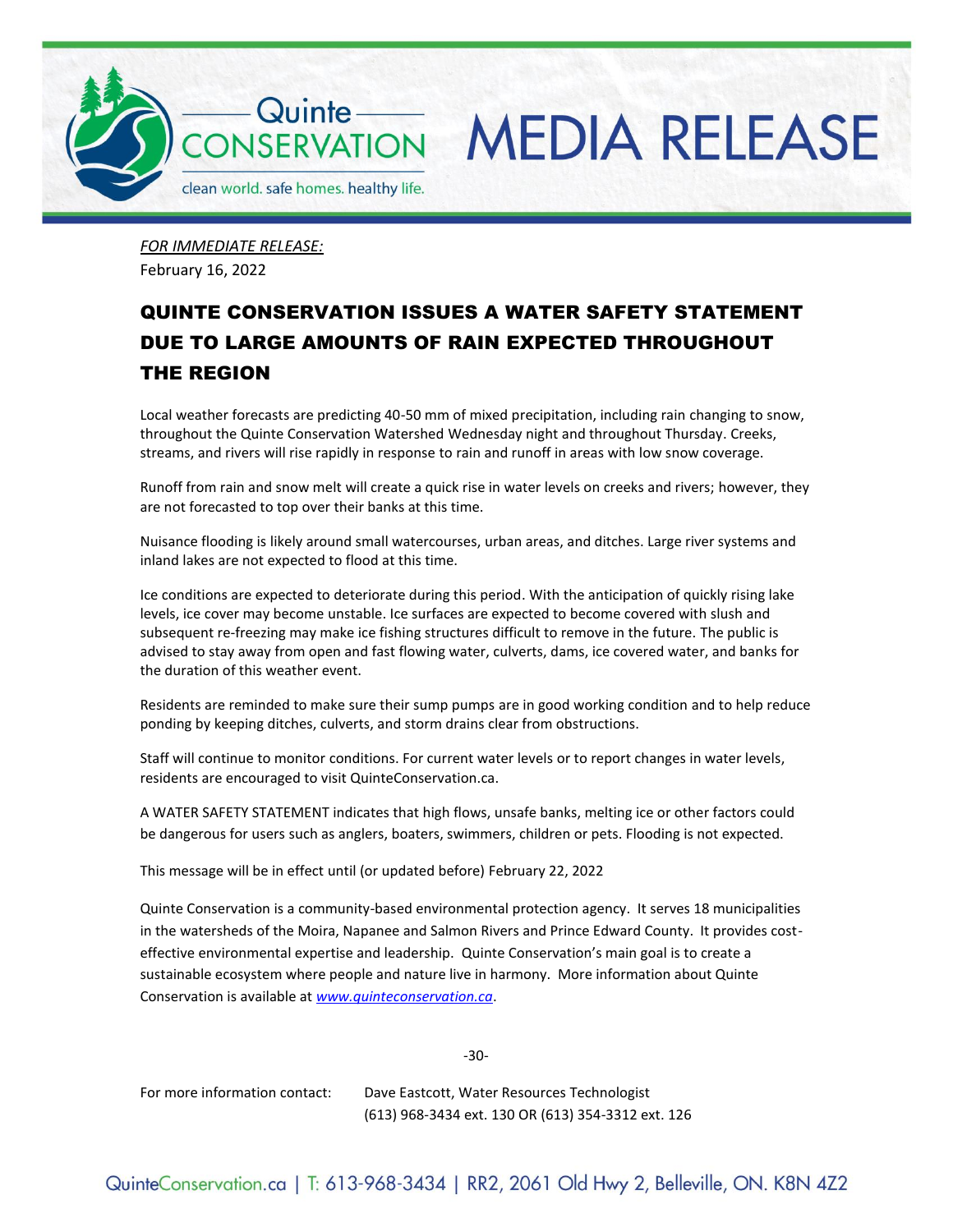*FOR IMMEDIATE RELEASE:*
February 16, 2022

# QUINTE CONSERVATION ISSUES A WATER SAFETY STATEMENT DUE TO LARGE AMOUNTS OF RAIN EXPECTED THROUGHOUT THE REGION

Local weather forecasts are predicting 40-50 mm of mixed precipitation, including rain changing to snow, throughout the Quinte Conservation Watershed Wednesday night and throughout Thursday. Creeks, streams, and rivers will rise rapidly in response to rain and runoff in areas with low snow coverage.

Runoff from rain and snow melt will create a quick rise in water levels on creeks and rivers; however, they are not forecasted to top over their banks at this time.

Nuisance flooding is likely around small watercourses, urban areas, and ditches. Large river systems and inland lakes are not expected to flood at this time.

Ice conditions are expected to deteriorate during this period. With the anticipation of quickly rising lake levels, ice cover may become unstable. Ice surfaces are expected to become covered with slush and subsequent re-freezing may make ice fishing structures difficult to remove in the future. The public is advised to stay away from open and fast flowing water, culverts, dams, ice covered water, and banks for the duration of this weather event.

Residents are reminded to make sure their sump pumps are in good working condition and to help reduce ponding by keeping ditches, culverts, and storm drains clear from obstructions.

Staff will continue to monitor conditions. For current water levels or to report changes in water levels, residents are encouraged to visit QuinteConservation.ca.

A WATER SAFETY STATEMENT indicates that high flows, unsafe banks, melting ice or other factors could be dangerous for users such as anglers, boaters, swimmers, children or pets. Flooding is not expected.

This message will be in effect until (or updated before) February 22, 2022

Quinte Conservation is a community-based environmental protection agency. It serves 18 municipalities in the watersheds of the Moira, Napanee and Salmon Rivers and Prince Edward County. It provides cost-effective environmental expertise and leadership. Quinte Conservation's main goal is to create a sustainable ecosystem where people and nature live in harmony. More information about Quinte Conservation is available at [www.quinteconservation.ca](http://www.quinteconservation.ca).

-30-

For more information contact: Dave Eastcott, Water Resources Technologist
(613) 968-3434 ext. 130 OR (613) 354-3312 ext. 126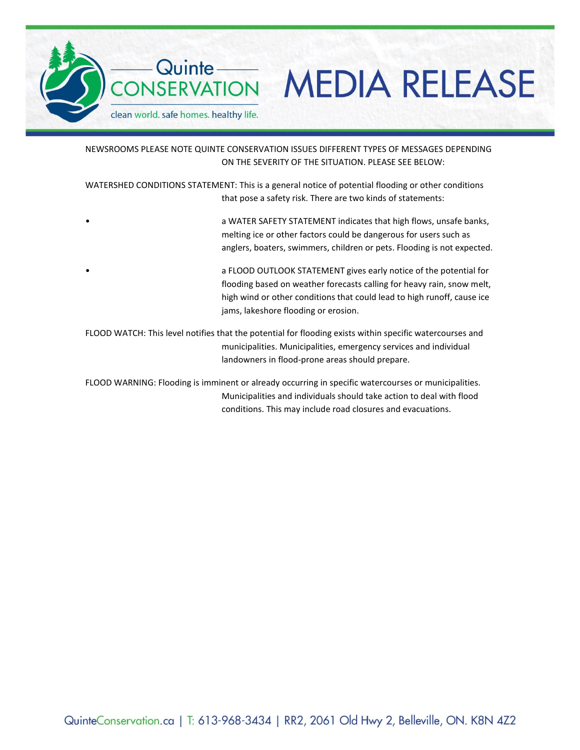NEWSROOMS PLEASE NOTE QUINTE CONSERVATION ISSUES DIFFERENT TYPES OF MESSAGES DEPENDING ON THE SEVERITY OF THE SITUATION. PLEASE SEE BELOW:

WATERSHED CONDITIONS STATEMENT: This is a general notice of potential flooding or other conditions that pose a safety risk. There are two kinds of statements:

- a WATER SAFETY STATEMENT indicates that high flows, unsafe banks, melting ice or other factors could be dangerous for users such as anglers, boaters, swimmers, children or pets. Flooding is not expected.
- a FLOOD OUTLOOK STATEMENT gives early notice of the potential for flooding based on weather forecasts calling for heavy rain, snow melt, high wind or other conditions that could lead to high runoff, cause ice jams, lakeshore flooding or erosion.

FLOOD WATCH: This level notifies that the potential for flooding exists within specific watercourses and municipalities. Municipalities, emergency services and individual landowners in flood-prone areas should prepare.

FLOOD WARNING: Flooding is imminent or already occurring in specific watercourses or municipalities. Municipalities and individuals should take action to deal with flood conditions. This may include road closures and evacuations.